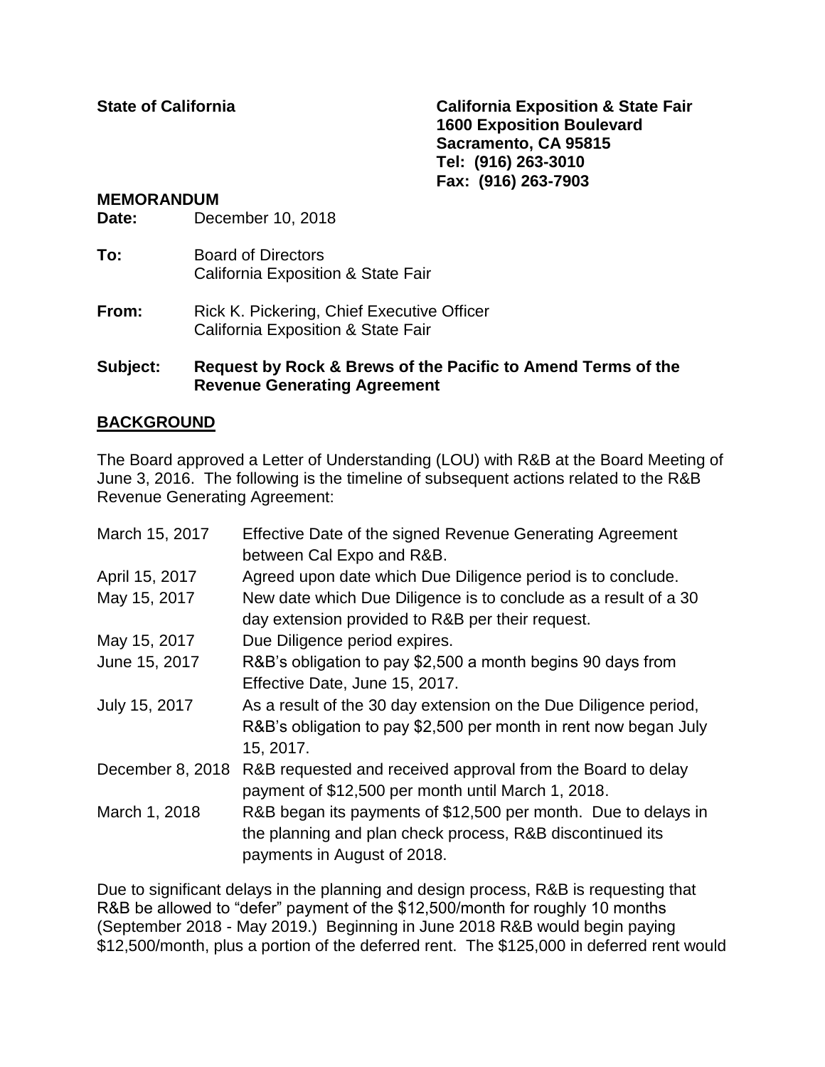**State of California**

**California Exposition & State Fair**
**1600 Exposition Boulevard**
**Sacramento, CA 95815**
**Tel: (916) 263-3010**
**Fax: (916) 263-7903**

**MEMORANDUM**

**Date:** December 10, 2018

**To:** Board of Directors
California Exposition & State Fair

**From:** Rick K. Pickering, Chief Executive Officer
California Exposition & State Fair

**Subject: Request by Rock & Brews of the Pacific to Amend Terms of the Revenue Generating Agreement**

## BACKGROUND

The Board approved a Letter of Understanding (LOU) with R&B at the Board Meeting of June 3, 2016. The following is the timeline of subsequent actions related to the R&B Revenue Generating Agreement:

| | |
|---|---|
| March 15, 2017 | Effective Date of the signed Revenue Generating Agreement between Cal Expo and R&B. |
| April 15, 2017 | Agreed upon date which Due Diligence period is to conclude. |
| May 15, 2017 | New date which Due Diligence is to conclude as a result of a 30 day extension provided to R&B per their request. |
| May 15, 2017 | Due Diligence period expires. |
| June 15, 2017 | R&B's obligation to pay $2,500 a month begins 90 days from Effective Date, June 15, 2017. |
| July 15, 2017 | As a result of the 30 day extension on the Due Diligence period, R&B's obligation to pay $2,500 per month in rent now began July 15, 2017. |
| December 8, 2018 | R&B requested and received approval from the Board to delay payment of $12,500 per month until March 1, 2018. |
| March 1, 2018 | R&B began its payments of $12,500 per month. Due to delays in the planning and plan check process, R&B discontinued its payments in August of 2018. |

Due to significant delays in the planning and design process, R&B is requesting that R&B be allowed to "defer" payment of the $12,500/month for roughly 10 months (September 2018 - May 2019.) Beginning in June 2018 R&B would begin paying $12,500/month, plus a portion of the deferred rent. The $125,000 in deferred rent would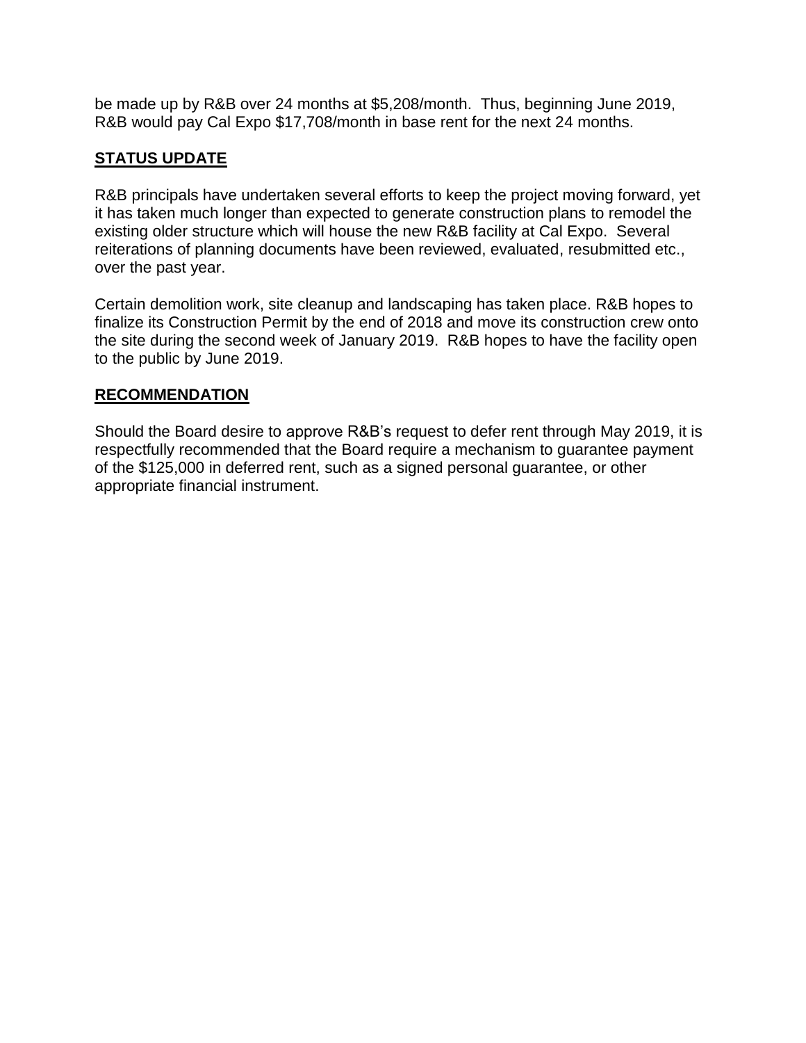be made up by R&B over 24 months at $5,208/month. Thus, beginning June 2019, R&B would pay Cal Expo $17,708/month in base rent for the next 24 months.

## STATUS UPDATE

R&B principals have undertaken several efforts to keep the project moving forward, yet it has taken much longer than expected to generate construction plans to remodel the existing older structure which will house the new R&B facility at Cal Expo. Several reiterations of planning documents have been reviewed, evaluated, resubmitted etc., over the past year.

Certain demolition work, site cleanup and landscaping has taken place. R&B hopes to finalize its Construction Permit by the end of 2018 and move its construction crew onto the site during the second week of January 2019. R&B hopes to have the facility open to the public by June 2019.

## RECOMMENDATION

Should the Board desire to approve R&B's request to defer rent through May 2019, it is respectfully recommended that the Board require a mechanism to guarantee payment of the $125,000 in deferred rent, such as a signed personal guarantee, or other appropriate financial instrument.